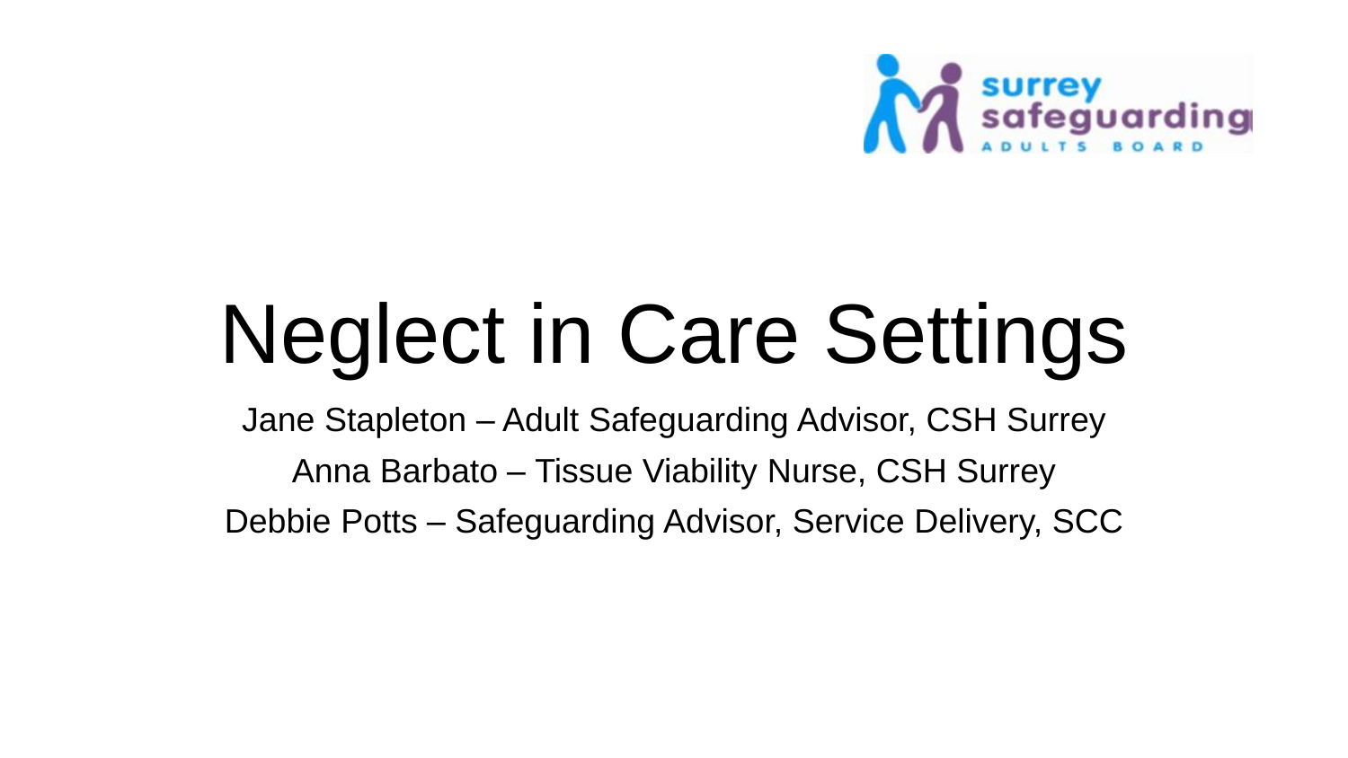surrey safeguarding ADULTS BOARD

# Neglect in Care Settings

Jane Stapleton – Adult Safeguarding Advisor, CSH Surrey

Anna Barbato – Tissue Viability Nurse, CSH Surrey

Debbie Potts – Safeguarding Advisor, Service Delivery, SCC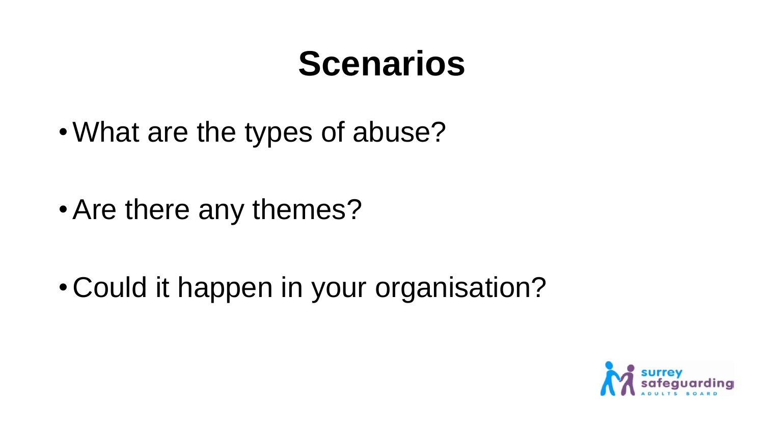# Scenarios

- What are the types of abuse?
- Are there any themes?
- Could it happen in your organisation?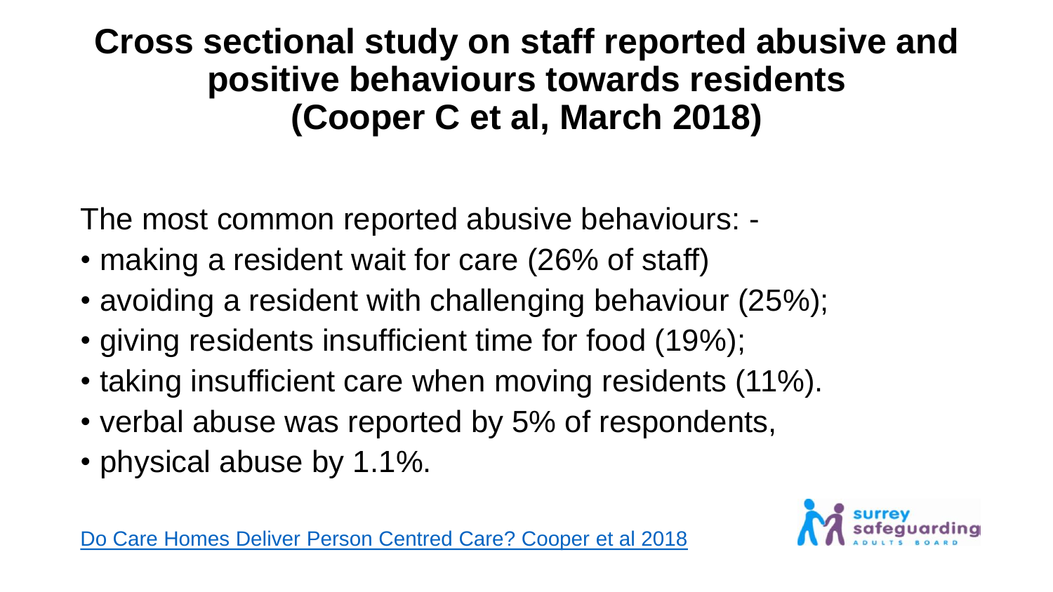# Cross sectional study on staff reported abusive and positive behaviours towards residents (Cooper C et al, March 2018)

The most common reported abusive behaviours: -

- making a resident wait for care (26% of staff)
- avoiding a resident with challenging behaviour (25%);
- giving residents insufficient time for food (19%);
- taking insufficient care when moving residents (11%).
- verbal abuse was reported by 5% of respondents,
- physical abuse by 1.1%.

[Do Care Homes Deliver Person Centred Care? Cooper et al 2018]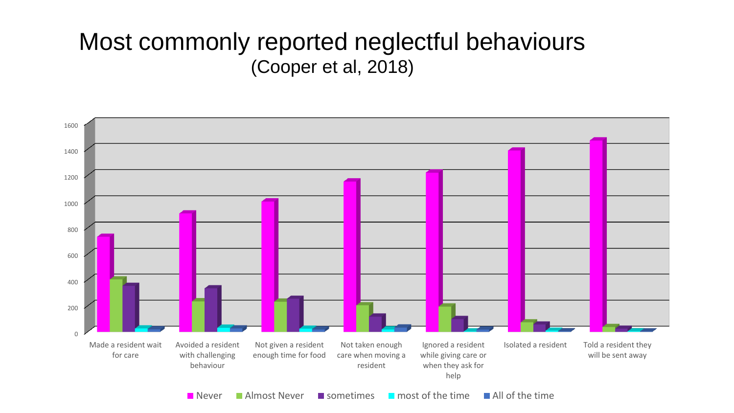# Most commonly reported neglectful behaviours

(Cooper et al, 2018)

Categories: Made a resident wait for care; Avoided a resident with challenging behaviour; Not given a resident enough time for food; Not taken enough care when moving a resident; Ignored a resident while giving care or when they ask for help; Isolated a resident; Told a resident they will be sent away

Legend: Never; Almost Never; sometimes; most of the time; All of the time

Y-axis: 0, 200, 400, 600, 800, 1000, 1200, 1400, 1600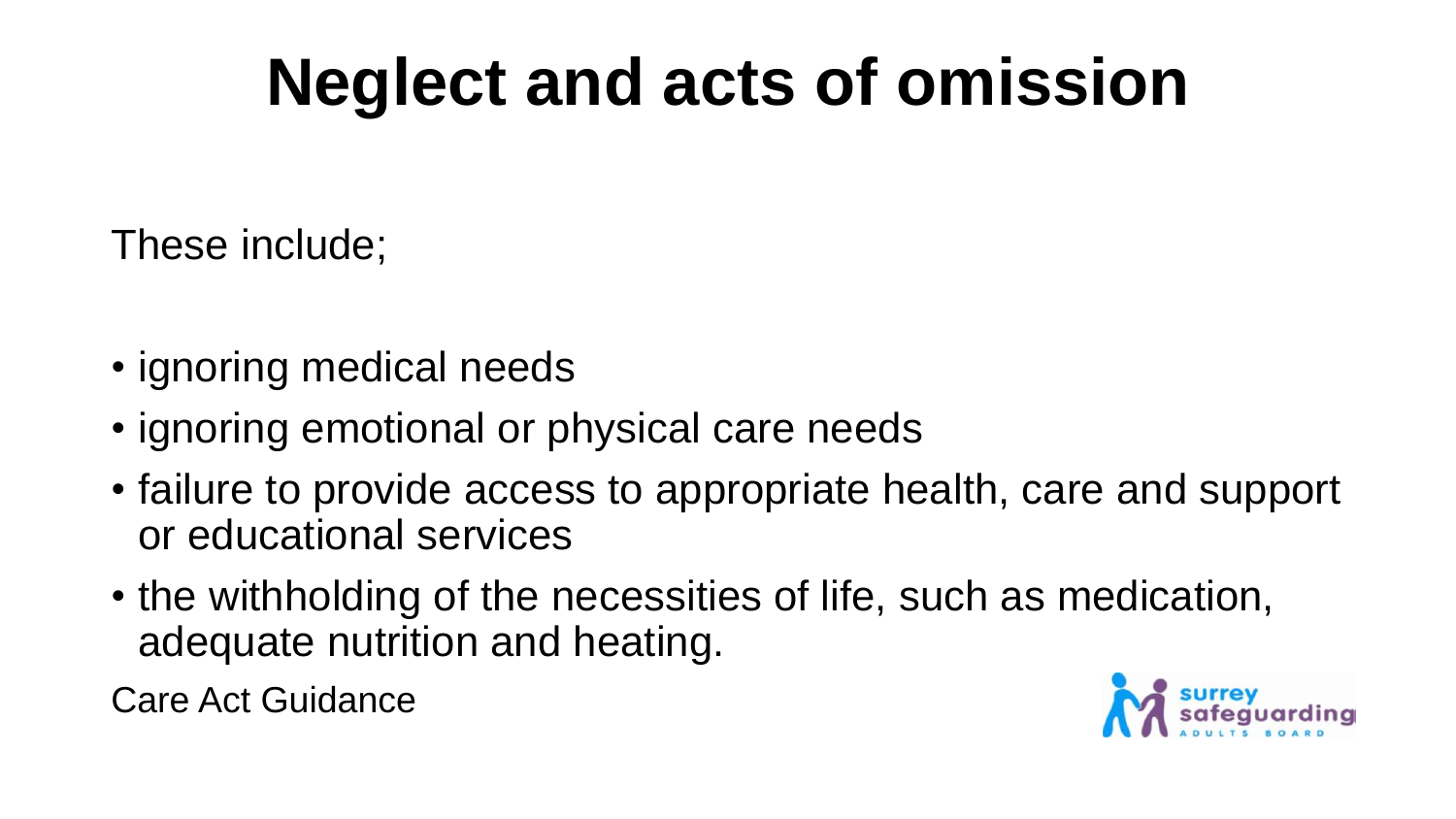# Neglect and acts of omission

These include;

- ignoring medical needs
- ignoring emotional or physical care needs
- failure to provide access to appropriate health, care and support or educational services
- the withholding of the necessities of life, such as medication, adequate nutrition and heating.

Care Act Guidance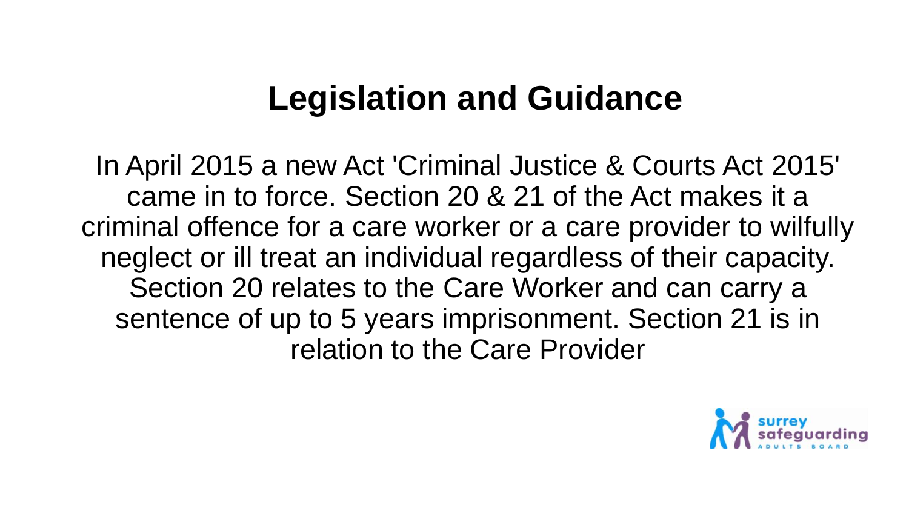# Legislation and Guidance

In April 2015 a new Act 'Criminal Justice & Courts Act 2015' came in to force. Section 20 & 21 of the Act makes it a criminal offence for a care worker or a care provider to wilfully neglect or ill treat an individual regardless of their capacity. Section 20 relates to the Care Worker and can carry a sentence of up to 5 years imprisonment. Section 21 is in relation to the Care Provider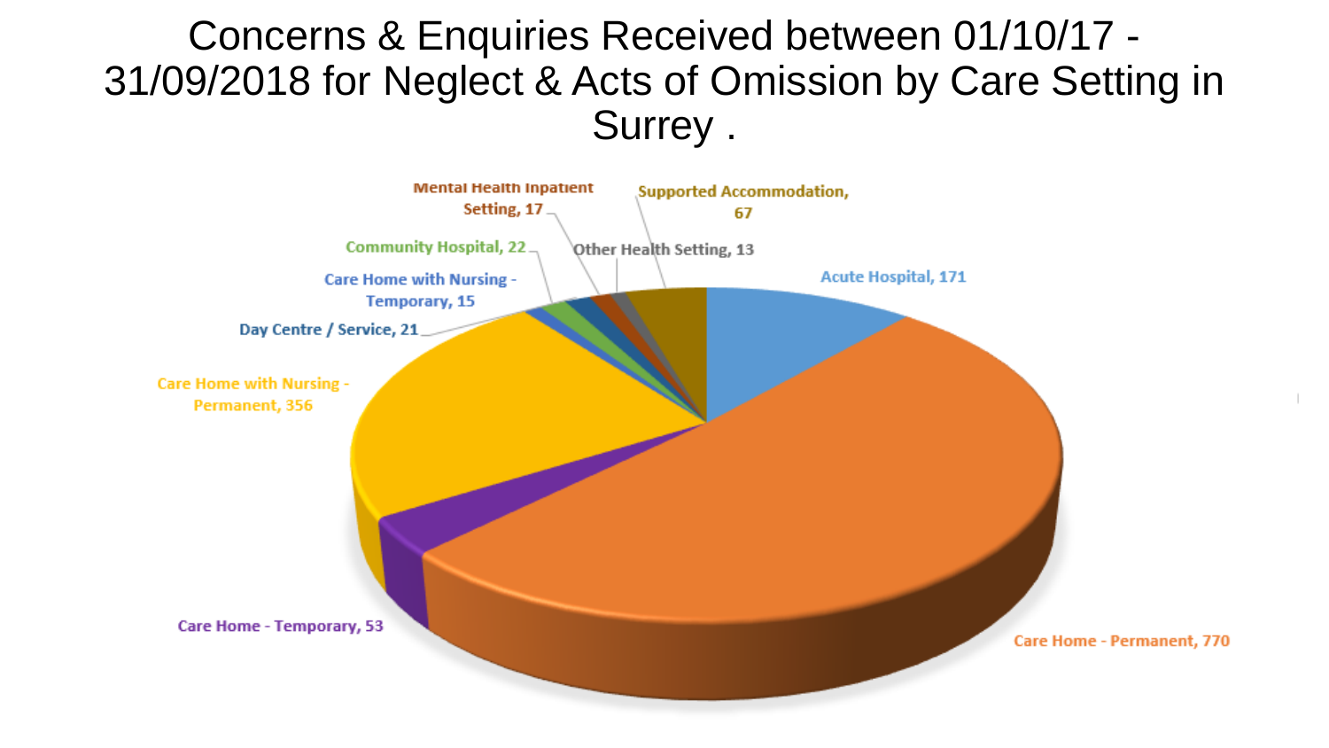# Concerns & Enquiries Received between 01/10/17 - 31/09/2018 for Neglect & Acts of Omission by Care Setting in Surrey .

| Care Setting | Count |
| --- | --- |
| Acute Hospital | 171 |
| Care Home - Permanent | 770 |
| Care Home - Temporary | 53 |
| Care Home with Nursing - Permanent | 356 |
| Day Centre / Service | 21 |
| Care Home with Nursing - Temporary | 15 |
| Community Hospital | 22 |
| Mental Health Inpatient Setting | 17 |
| Other Health Setting | 13 |
| Supported Accommodation | 67 |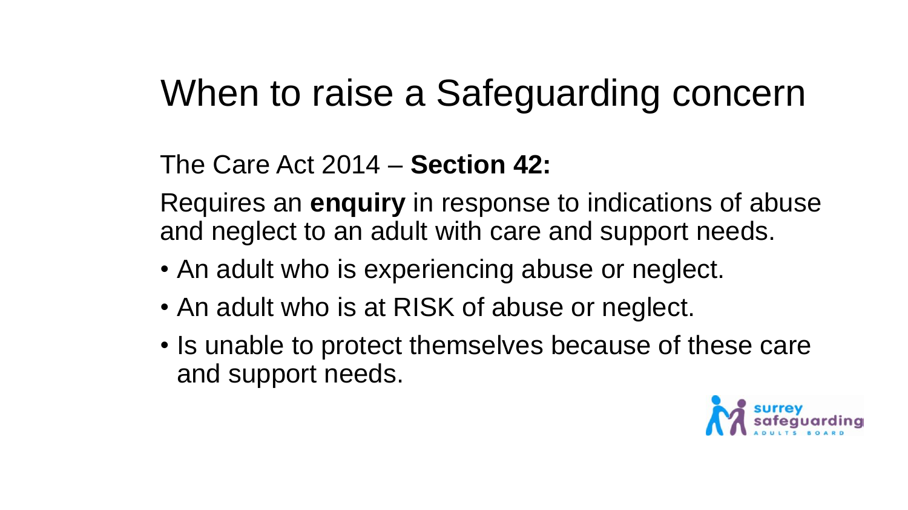# When to raise a Safeguarding concern

The Care Act 2014 – **Section 42:**

Requires an **enquiry** in response to indications of abuse and neglect to an adult with care and support needs.

- An adult who is experiencing abuse or neglect.
- An adult who is at RISK of abuse or neglect.
- Is unable to protect themselves because of these care and support needs.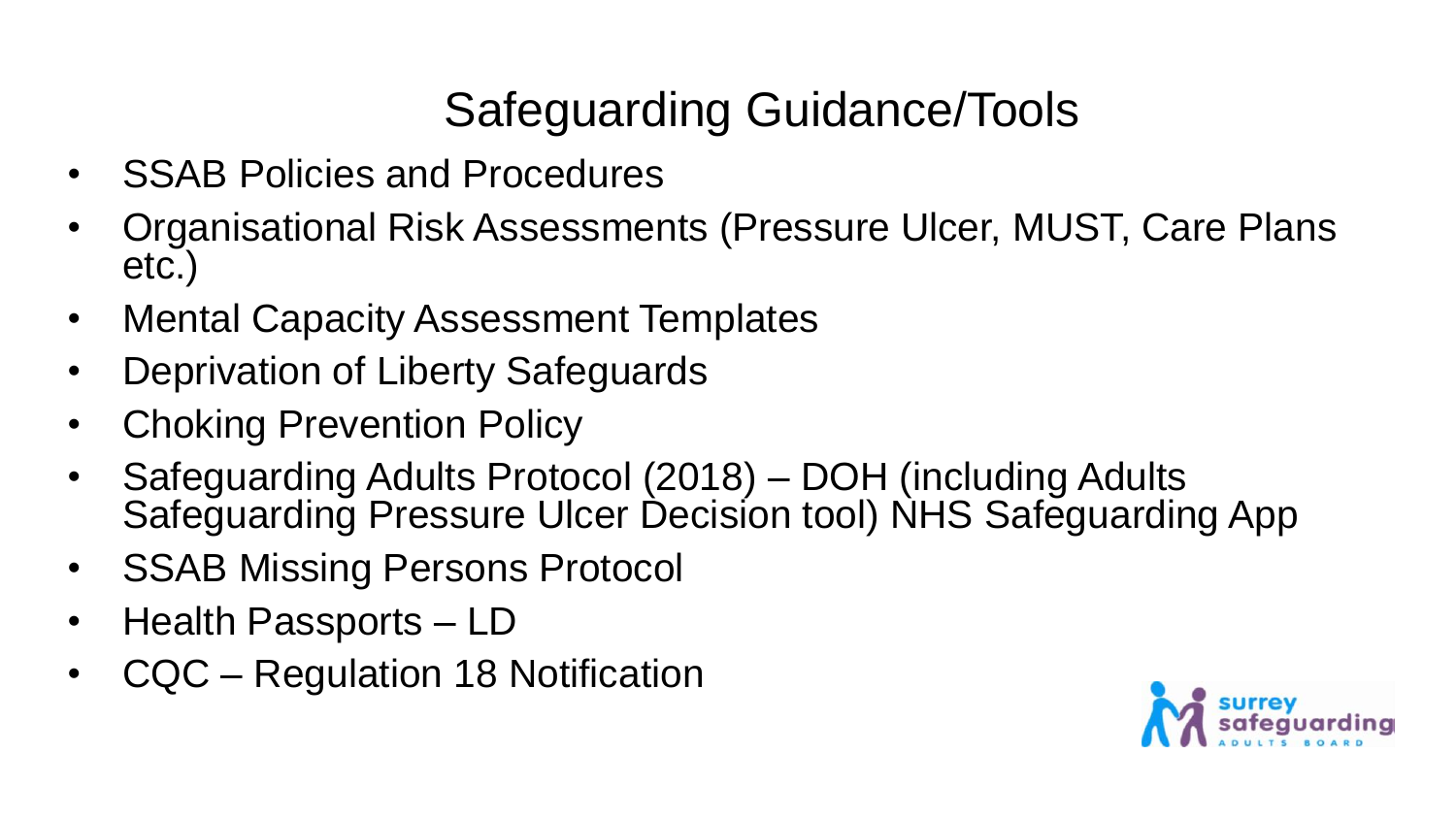# Safeguarding Guidance/Tools

- SSAB Policies and Procedures
- Organisational Risk Assessments (Pressure Ulcer, MUST, Care Plans etc.)
- Mental Capacity Assessment Templates
- Deprivation of Liberty Safeguards
- Choking Prevention Policy
- Safeguarding Adults Protocol (2018) – DOH (including Adults Safeguarding Pressure Ulcer Decision tool) NHS Safeguarding App
- SSAB Missing Persons Protocol
- Health Passports – LD
- CQC – Regulation 18 Notification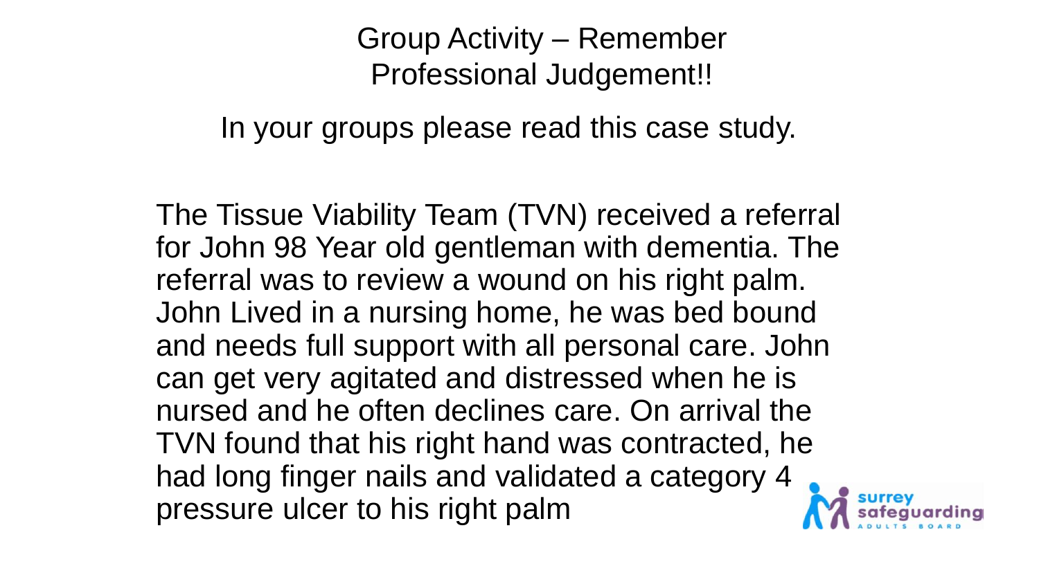# Group Activity – Remember Professional Judgement!!

In your groups please read this case study.

The Tissue Viability Team (TVN) received a referral for John 98 Year old gentleman with dementia. The referral was to review a wound on his right palm. John Lived in a nursing home, he was bed bound and needs full support with all personal care. John can get very agitated and distressed when he is nursed and he often declines care. On arrival the TVN found that his right hand was contracted, he had long finger nails and validated a category 4 pressure ulcer to his right palm

surrey safeguarding ADULTS BOARD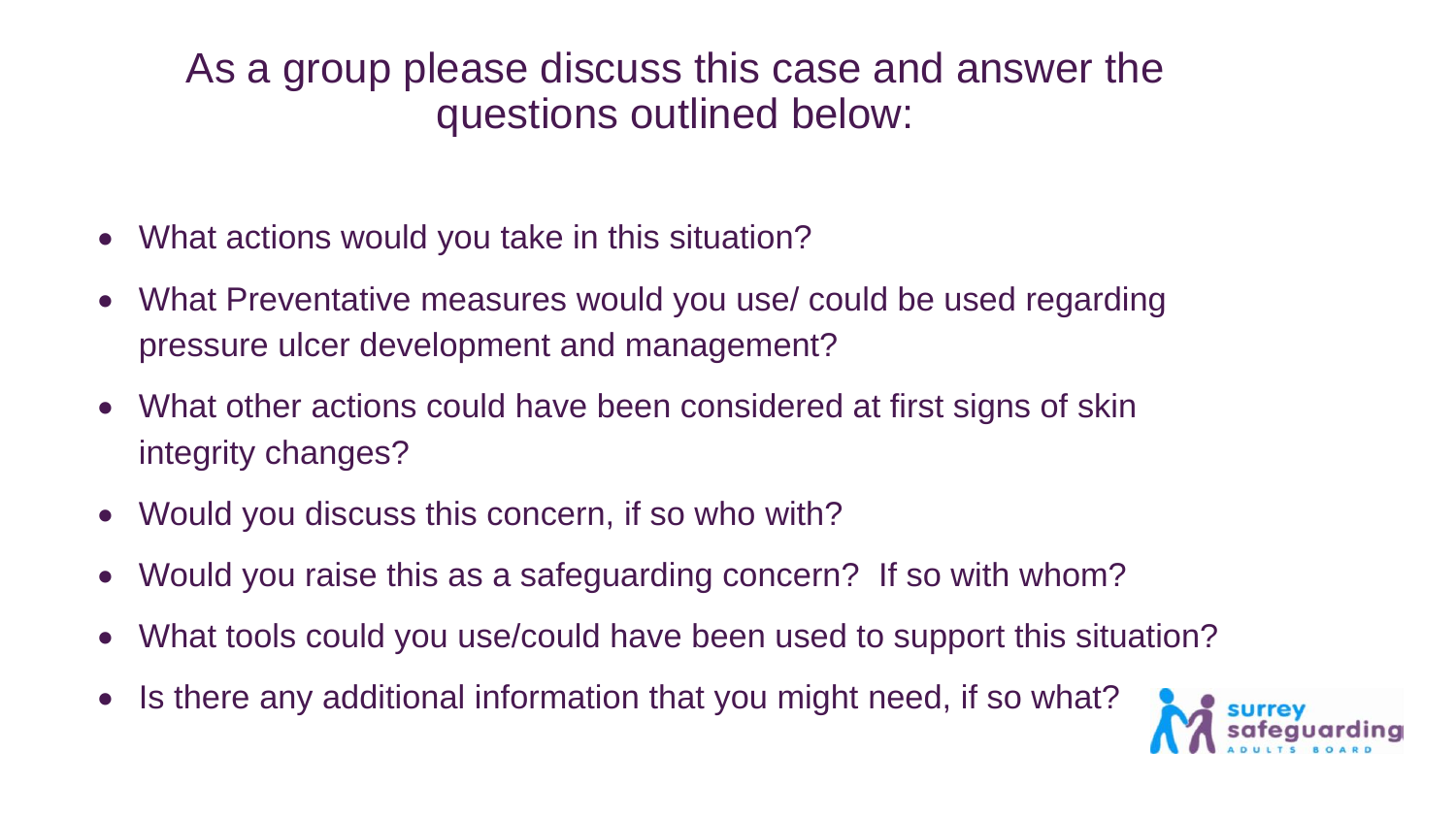## As a group please discuss this case and answer the questions outlined below:

- What actions would you take in this situation?
- What Preventative measures would you use/ could be used regarding pressure ulcer development and management?
- What other actions could have been considered at first signs of skin integrity changes?
- Would you discuss this concern, if so who with?
- Would you raise this as a safeguarding concern? If so with whom?
- What tools could you use/could have been used to support this situation?
- Is there any additional information that you might need, if so what?